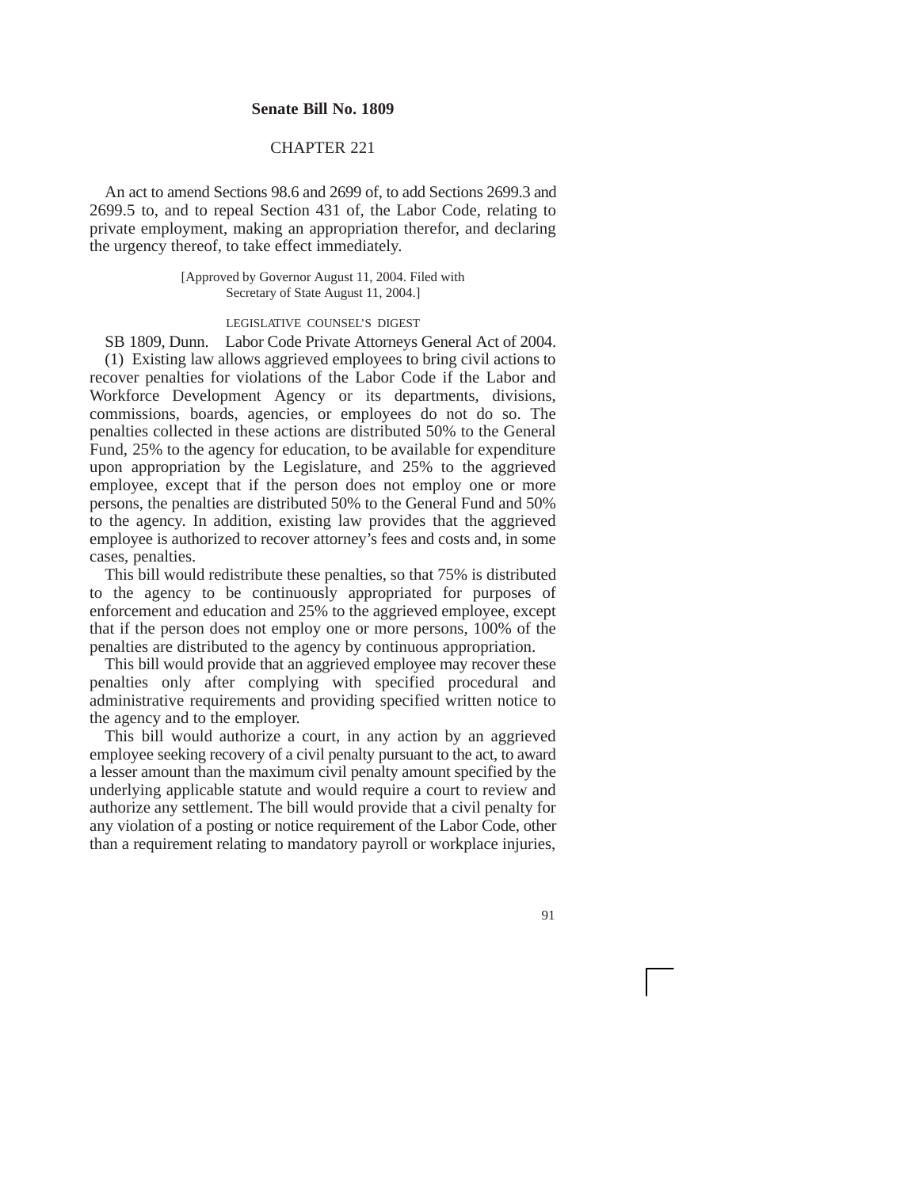# Senate Bill No. 1809

## CHAPTER 221

An act to amend Sections 98.6 and 2699 of, to add Sections 2699.3 and 2699.5 to, and to repeal Section 431 of, the Labor Code, relating to private employment, making an appropriation therefor, and declaring the urgency thereof, to take effect immediately.

[Approved by Governor August 11, 2004. Filed with Secretary of State August 11, 2004.]

LEGISLATIVE COUNSEL'S DIGEST

SB 1809, Dunn. Labor Code Private Attorneys General Act of 2004.

(1) Existing law allows aggrieved employees to bring civil actions to recover penalties for violations of the Labor Code if the Labor and Workforce Development Agency or its departments, divisions, commissions, boards, agencies, or employees do not do so. The penalties collected in these actions are distributed 50% to the General Fund, 25% to the agency for education, to be available for expenditure upon appropriation by the Legislature, and 25% to the aggrieved employee, except that if the person does not employ one or more persons, the penalties are distributed 50% to the General Fund and 50% to the agency. In addition, existing law provides that the aggrieved employee is authorized to recover attorney's fees and costs and, in some cases, penalties.

This bill would redistribute these penalties, so that 75% is distributed to the agency to be continuously appropriated for purposes of enforcement and education and 25% to the aggrieved employee, except that if the person does not employ one or more persons, 100% of the penalties are distributed to the agency by continuous appropriation.

This bill would provide that an aggrieved employee may recover these penalties only after complying with specified procedural and administrative requirements and providing specified written notice to the agency and to the employer.

This bill would authorize a court, in any action by an aggrieved employee seeking recovery of a civil penalty pursuant to the act, to award a lesser amount than the maximum civil penalty amount specified by the underlying applicable statute and would require a court to review and authorize any settlement. The bill would provide that a civil penalty for any violation of a posting or notice requirement of the Labor Code, other than a requirement relating to mandatory payroll or workplace injuries,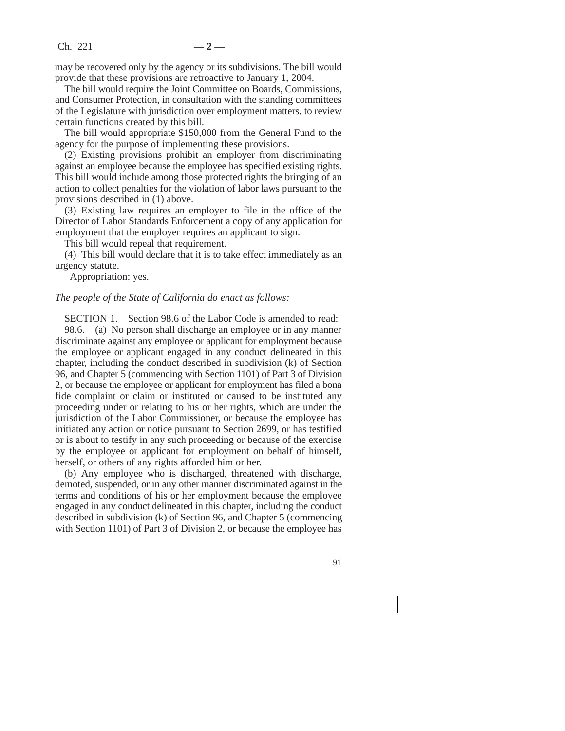may be recovered only by the agency or its subdivisions. The bill would provide that these provisions are retroactive to January 1, 2004.

The bill would require the Joint Committee on Boards, Commissions, and Consumer Protection, in consultation with the standing committees of the Legislature with jurisdiction over employment matters, to review certain functions created by this bill.

The bill would appropriate $150,000 from the General Fund to the agency for the purpose of implementing these provisions.

(2) Existing provisions prohibit an employer from discriminating against an employee because the employee has specified existing rights. This bill would include among those protected rights the bringing of an action to collect penalties for the violation of labor laws pursuant to the provisions described in (1) above.

(3) Existing law requires an employer to file in the office of the Director of Labor Standards Enforcement a copy of any application for employment that the employer requires an applicant to sign.

This bill would repeal that requirement.

(4) This bill would declare that it is to take effect immediately as an urgency statute.

Appropriation: yes.

*The people of the State of California do enact as follows:*

SECTION 1. Section 98.6 of the Labor Code is amended to read:

98.6. (a) No person shall discharge an employee or in any manner discriminate against any employee or applicant for employment because the employee or applicant engaged in any conduct delineated in this chapter, including the conduct described in subdivision (k) of Section 96, and Chapter 5 (commencing with Section 1101) of Part 3 of Division 2, or because the employee or applicant for employment has filed a bona fide complaint or claim or instituted or caused to be instituted any proceeding under or relating to his or her rights, which are under the jurisdiction of the Labor Commissioner, or because the employee has initiated any action or notice pursuant to Section 2699, or has testified or is about to testify in any such proceeding or because of the exercise by the employee or applicant for employment on behalf of himself, herself, or others of any rights afforded him or her.

(b) Any employee who is discharged, threatened with discharge, demoted, suspended, or in any other manner discriminated against in the terms and conditions of his or her employment because the employee engaged in any conduct delineated in this chapter, including the conduct described in subdivision (k) of Section 96, and Chapter 5 (commencing with Section 1101) of Part 3 of Division 2, or because the employee has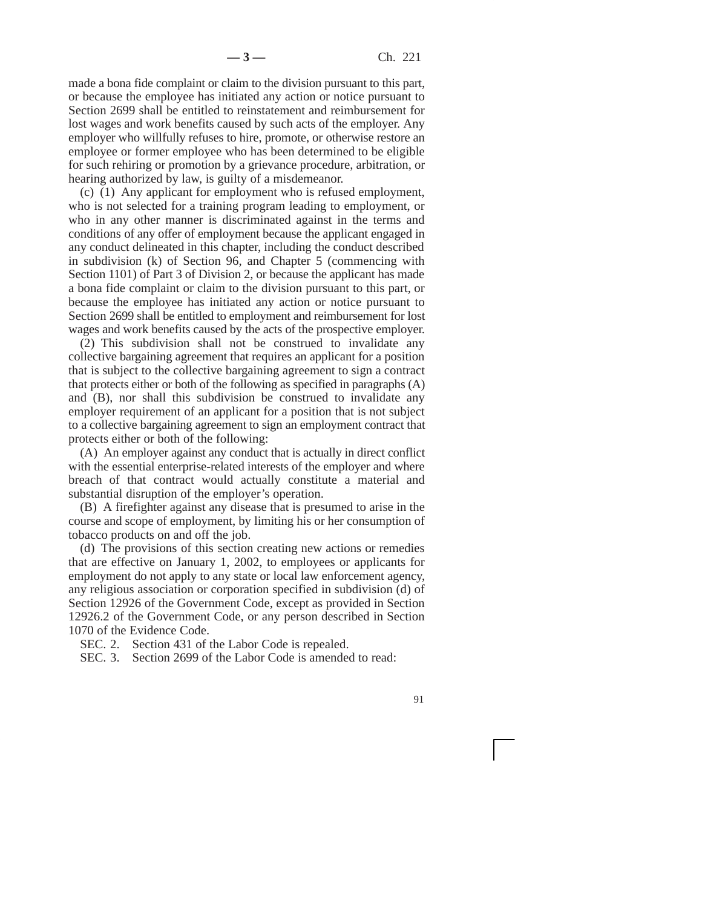made a bona fide complaint or claim to the division pursuant to this part, or because the employee has initiated any action or notice pursuant to Section 2699 shall be entitled to reinstatement and reimbursement for lost wages and work benefits caused by such acts of the employer. Any employer who willfully refuses to hire, promote, or otherwise restore an employee or former employee who has been determined to be eligible for such rehiring or promotion by a grievance procedure, arbitration, or hearing authorized by law, is guilty of a misdemeanor.

(c) (1) Any applicant for employment who is refused employment, who is not selected for a training program leading to employment, or who in any other manner is discriminated against in the terms and conditions of any offer of employment because the applicant engaged in any conduct delineated in this chapter, including the conduct described in subdivision (k) of Section 96, and Chapter 5 (commencing with Section 1101) of Part 3 of Division 2, or because the applicant has made a bona fide complaint or claim to the division pursuant to this part, or because the employee has initiated any action or notice pursuant to Section 2699 shall be entitled to employment and reimbursement for lost wages and work benefits caused by the acts of the prospective employer.

(2) This subdivision shall not be construed to invalidate any collective bargaining agreement that requires an applicant for a position that is subject to the collective bargaining agreement to sign a contract that protects either or both of the following as specified in paragraphs (A) and (B), nor shall this subdivision be construed to invalidate any employer requirement of an applicant for a position that is not subject to a collective bargaining agreement to sign an employment contract that protects either or both of the following:

(A) An employer against any conduct that is actually in direct conflict with the essential enterprise-related interests of the employer and where breach of that contract would actually constitute a material and substantial disruption of the employer's operation.

(B) A firefighter against any disease that is presumed to arise in the course and scope of employment, by limiting his or her consumption of tobacco products on and off the job.

(d) The provisions of this section creating new actions or remedies that are effective on January 1, 2002, to employees or applicants for employment do not apply to any state or local law enforcement agency, any religious association or corporation specified in subdivision (d) of Section 12926 of the Government Code, except as provided in Section 12926.2 of the Government Code, or any person described in Section 1070 of the Evidence Code.

SEC. 2. Section 431 of the Labor Code is repealed.

SEC. 3. Section 2699 of the Labor Code is amended to read: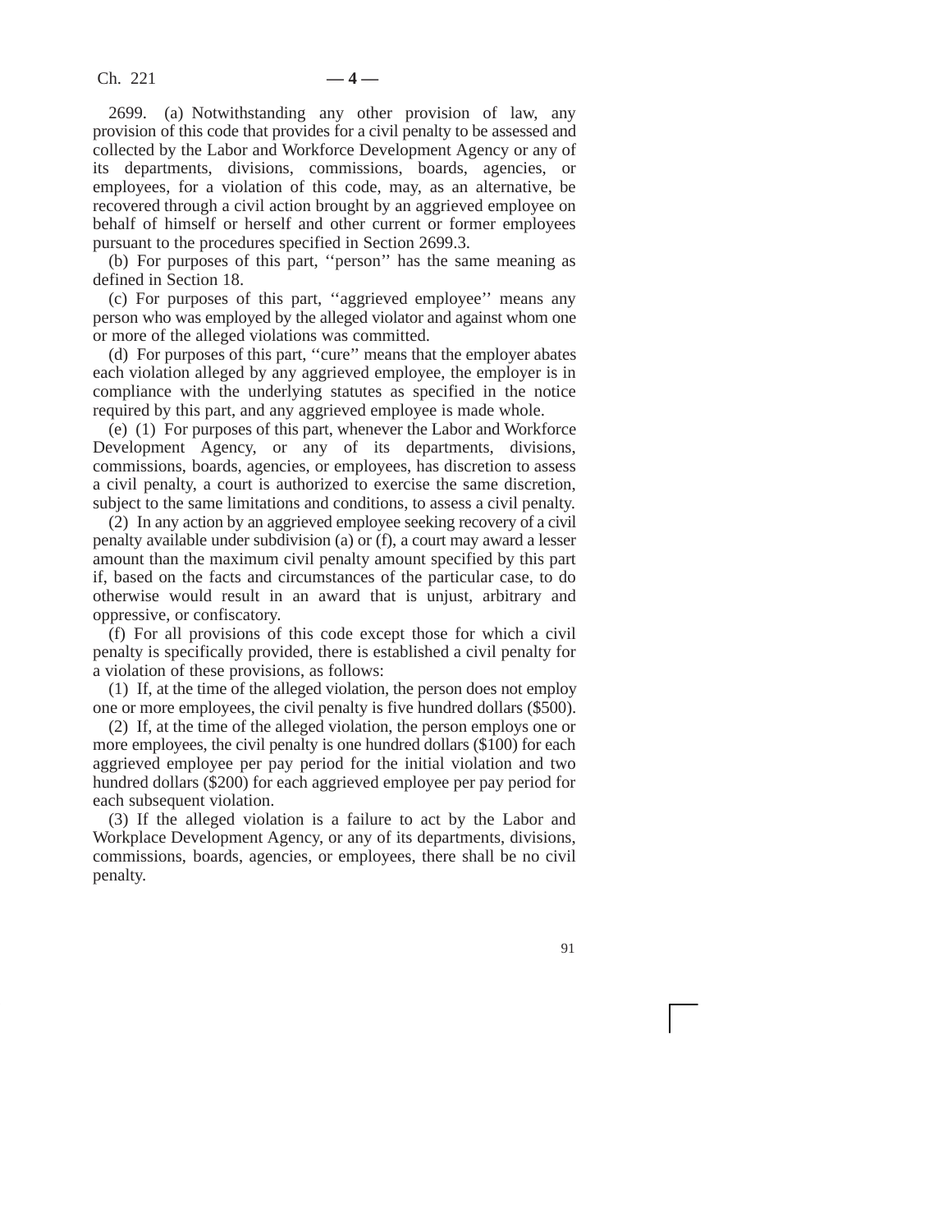2699. (a) Notwithstanding any other provision of law, any provision of this code that provides for a civil penalty to be assessed and collected by the Labor and Workforce Development Agency or any of its departments, divisions, commissions, boards, agencies, or employees, for a violation of this code, may, as an alternative, be recovered through a civil action brought by an aggrieved employee on behalf of himself or herself and other current or former employees pursuant to the procedures specified in Section 2699.3.

(b) For purposes of this part, ''person'' has the same meaning as defined in Section 18.

(c) For purposes of this part, ''aggrieved employee'' means any person who was employed by the alleged violator and against whom one or more of the alleged violations was committed.

(d) For purposes of this part, ''cure'' means that the employer abates each violation alleged by any aggrieved employee, the employer is in compliance with the underlying statutes as specified in the notice required by this part, and any aggrieved employee is made whole.

(e) (1) For purposes of this part, whenever the Labor and Workforce Development Agency, or any of its departments, divisions, commissions, boards, agencies, or employees, has discretion to assess a civil penalty, a court is authorized to exercise the same discretion, subject to the same limitations and conditions, to assess a civil penalty.

(2) In any action by an aggrieved employee seeking recovery of a civil penalty available under subdivision (a) or (f), a court may award a lesser amount than the maximum civil penalty amount specified by this part if, based on the facts and circumstances of the particular case, to do otherwise would result in an award that is unjust, arbitrary and oppressive, or confiscatory.

(f) For all provisions of this code except those for which a civil penalty is specifically provided, there is established a civil penalty for a violation of these provisions, as follows:

(1) If, at the time of the alleged violation, the person does not employ one or more employees, the civil penalty is five hundred dollars ($500).

(2) If, at the time of the alleged violation, the person employs one or more employees, the civil penalty is one hundred dollars ($100) for each aggrieved employee per pay period for the initial violation and two hundred dollars ($200) for each aggrieved employee per pay period for each subsequent violation.

(3) If the alleged violation is a failure to act by the Labor and Workplace Development Agency, or any of its departments, divisions, commissions, boards, agencies, or employees, there shall be no civil penalty.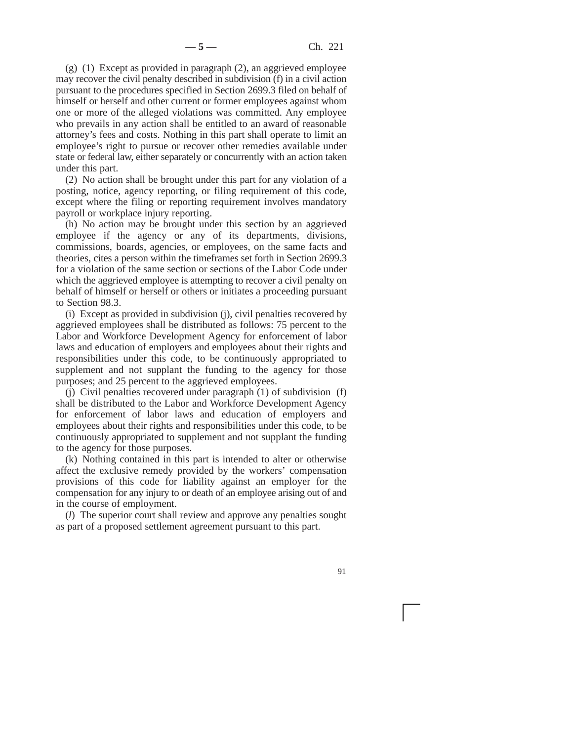(g) (1) Except as provided in paragraph (2), an aggrieved employee may recover the civil penalty described in subdivision (f) in a civil action pursuant to the procedures specified in Section 2699.3 filed on behalf of himself or herself and other current or former employees against whom one or more of the alleged violations was committed. Any employee who prevails in any action shall be entitled to an award of reasonable attorney's fees and costs. Nothing in this part shall operate to limit an employee's right to pursue or recover other remedies available under state or federal law, either separately or concurrently with an action taken under this part.

(2) No action shall be brought under this part for any violation of a posting, notice, agency reporting, or filing requirement of this code, except where the filing or reporting requirement involves mandatory payroll or workplace injury reporting.

(h) No action may be brought under this section by an aggrieved employee if the agency or any of its departments, divisions, commissions, boards, agencies, or employees, on the same facts and theories, cites a person within the timeframes set forth in Section 2699.3 for a violation of the same section or sections of the Labor Code under which the aggrieved employee is attempting to recover a civil penalty on behalf of himself or herself or others or initiates a proceeding pursuant to Section 98.3.

(i) Except as provided in subdivision (j), civil penalties recovered by aggrieved employees shall be distributed as follows: 75 percent to the Labor and Workforce Development Agency for enforcement of labor laws and education of employers and employees about their rights and responsibilities under this code, to be continuously appropriated to supplement and not supplant the funding to the agency for those purposes; and 25 percent to the aggrieved employees.

(j) Civil penalties recovered under paragraph (1) of subdivision (f) shall be distributed to the Labor and Workforce Development Agency for enforcement of labor laws and education of employers and employees about their rights and responsibilities under this code, to be continuously appropriated to supplement and not supplant the funding to the agency for those purposes.

(k) Nothing contained in this part is intended to alter or otherwise affect the exclusive remedy provided by the workers' compensation provisions of this code for liability against an employer for the compensation for any injury to or death of an employee arising out of and in the course of employment.

(*l*) The superior court shall review and approve any penalties sought as part of a proposed settlement agreement pursuant to this part.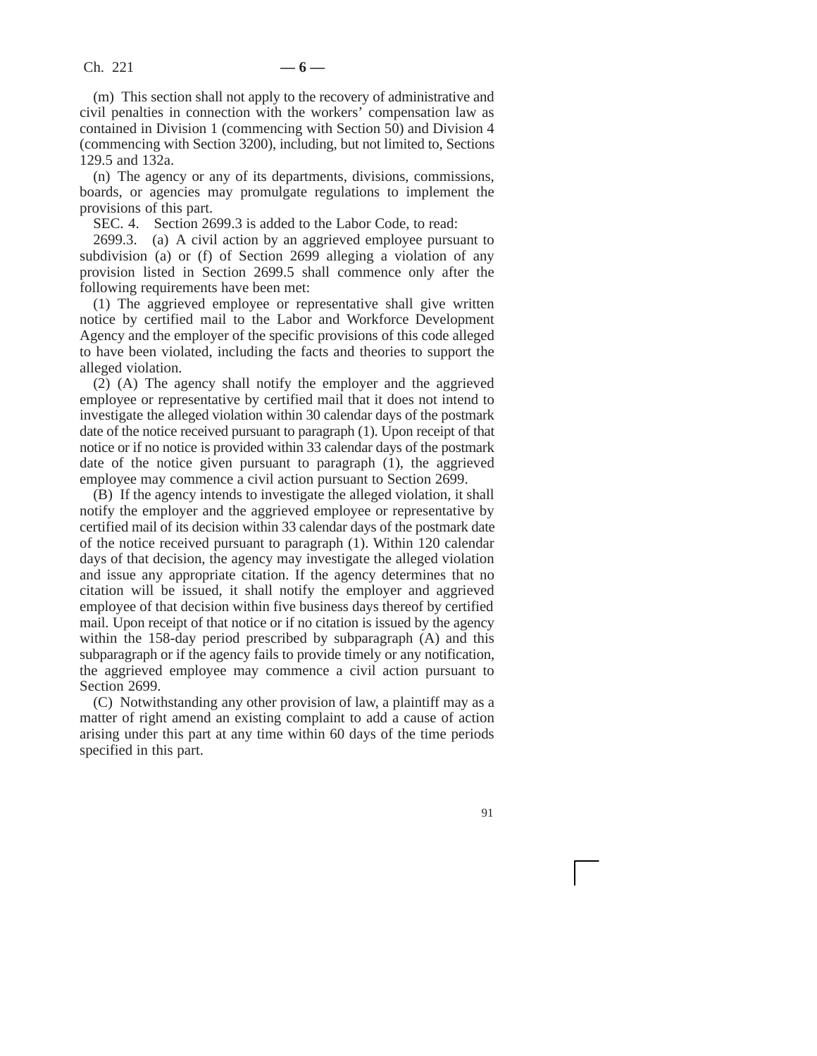(m) This section shall not apply to the recovery of administrative and civil penalties in connection with the workers' compensation law as contained in Division 1 (commencing with Section 50) and Division 4 (commencing with Section 3200), including, but not limited to, Sections 129.5 and 132a.

(n) The agency or any of its departments, divisions, commissions, boards, or agencies may promulgate regulations to implement the provisions of this part.

SEC. 4. Section 2699.3 is added to the Labor Code, to read:

2699.3. (a) A civil action by an aggrieved employee pursuant to subdivision (a) or (f) of Section 2699 alleging a violation of any provision listed in Section 2699.5 shall commence only after the following requirements have been met:

(1) The aggrieved employee or representative shall give written notice by certified mail to the Labor and Workforce Development Agency and the employer of the specific provisions of this code alleged to have been violated, including the facts and theories to support the alleged violation.

(2) (A) The agency shall notify the employer and the aggrieved employee or representative by certified mail that it does not intend to investigate the alleged violation within 30 calendar days of the postmark date of the notice received pursuant to paragraph (1). Upon receipt of that notice or if no notice is provided within 33 calendar days of the postmark date of the notice given pursuant to paragraph (1), the aggrieved employee may commence a civil action pursuant to Section 2699.

(B) If the agency intends to investigate the alleged violation, it shall notify the employer and the aggrieved employee or representative by certified mail of its decision within 33 calendar days of the postmark date of the notice received pursuant to paragraph (1). Within 120 calendar days of that decision, the agency may investigate the alleged violation and issue any appropriate citation. If the agency determines that no citation will be issued, it shall notify the employer and aggrieved employee of that decision within five business days thereof by certified mail. Upon receipt of that notice or if no citation is issued by the agency within the 158-day period prescribed by subparagraph (A) and this subparagraph or if the agency fails to provide timely or any notification, the aggrieved employee may commence a civil action pursuant to Section 2699.

(C) Notwithstanding any other provision of law, a plaintiff may as a matter of right amend an existing complaint to add a cause of action arising under this part at any time within 60 days of the time periods specified in this part.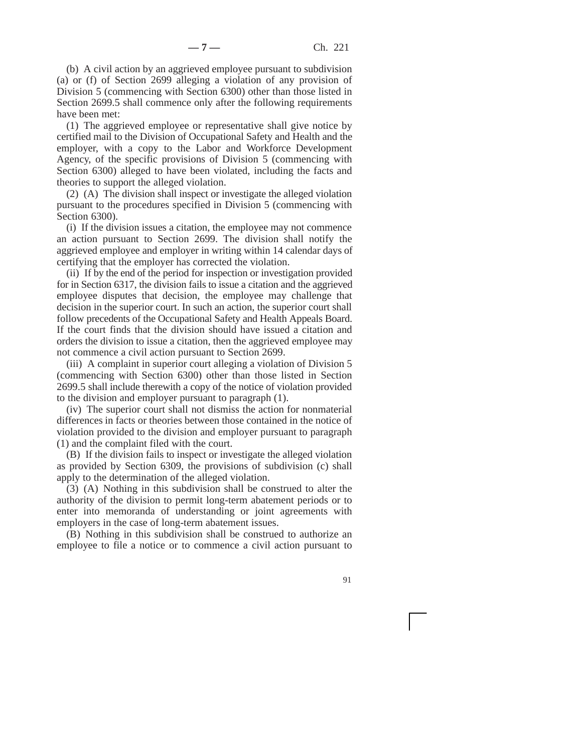(b) A civil action by an aggrieved employee pursuant to subdivision (a) or (f) of Section 2699 alleging a violation of any provision of Division 5 (commencing with Section 6300) other than those listed in Section 2699.5 shall commence only after the following requirements have been met:

(1) The aggrieved employee or representative shall give notice by certified mail to the Division of Occupational Safety and Health and the employer, with a copy to the Labor and Workforce Development Agency, of the specific provisions of Division 5 (commencing with Section 6300) alleged to have been violated, including the facts and theories to support the alleged violation.

(2) (A) The division shall inspect or investigate the alleged violation pursuant to the procedures specified in Division 5 (commencing with Section 6300).

(i) If the division issues a citation, the employee may not commence an action pursuant to Section 2699. The division shall notify the aggrieved employee and employer in writing within 14 calendar days of certifying that the employer has corrected the violation.

(ii) If by the end of the period for inspection or investigation provided for in Section 6317, the division fails to issue a citation and the aggrieved employee disputes that decision, the employee may challenge that decision in the superior court. In such an action, the superior court shall follow precedents of the Occupational Safety and Health Appeals Board. If the court finds that the division should have issued a citation and orders the division to issue a citation, then the aggrieved employee may not commence a civil action pursuant to Section 2699.

(iii) A complaint in superior court alleging a violation of Division 5 (commencing with Section 6300) other than those listed in Section 2699.5 shall include therewith a copy of the notice of violation provided to the division and employer pursuant to paragraph (1).

(iv) The superior court shall not dismiss the action for nonmaterial differences in facts or theories between those contained in the notice of violation provided to the division and employer pursuant to paragraph (1) and the complaint filed with the court.

(B) If the division fails to inspect or investigate the alleged violation as provided by Section 6309, the provisions of subdivision (c) shall apply to the determination of the alleged violation.

(3) (A) Nothing in this subdivision shall be construed to alter the authority of the division to permit long-term abatement periods or to enter into memoranda of understanding or joint agreements with employers in the case of long-term abatement issues.

(B) Nothing in this subdivision shall be construed to authorize an employee to file a notice or to commence a civil action pursuant to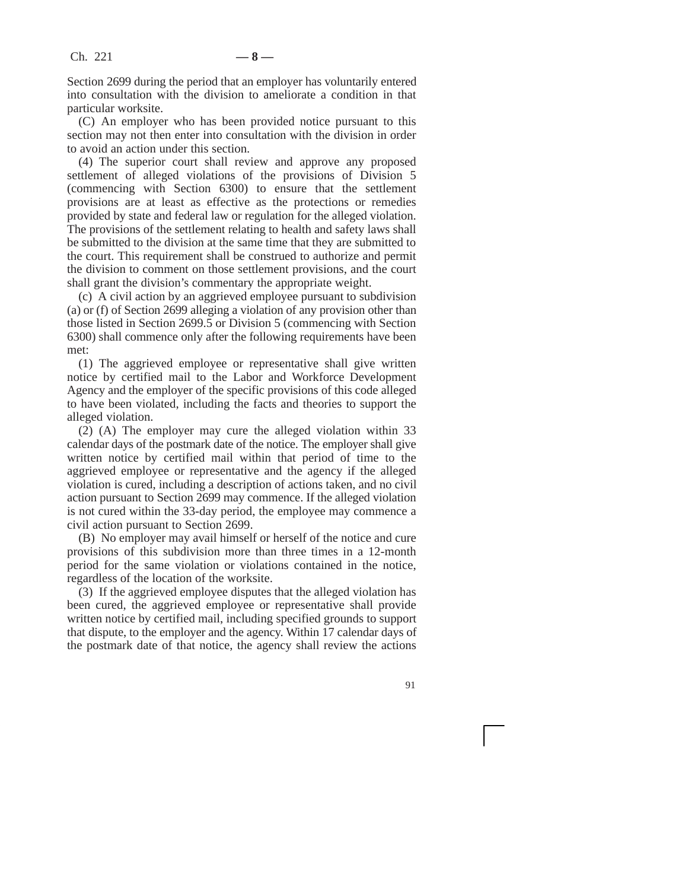Section 2699 during the period that an employer has voluntarily entered into consultation with the division to ameliorate a condition in that particular worksite.

(C) An employer who has been provided notice pursuant to this section may not then enter into consultation with the division in order to avoid an action under this section.

(4) The superior court shall review and approve any proposed settlement of alleged violations of the provisions of Division 5 (commencing with Section 6300) to ensure that the settlement provisions are at least as effective as the protections or remedies provided by state and federal law or regulation for the alleged violation. The provisions of the settlement relating to health and safety laws shall be submitted to the division at the same time that they are submitted to the court. This requirement shall be construed to authorize and permit the division to comment on those settlement provisions, and the court shall grant the division's commentary the appropriate weight.

(c) A civil action by an aggrieved employee pursuant to subdivision (a) or (f) of Section 2699 alleging a violation of any provision other than those listed in Section 2699.5 or Division 5 (commencing with Section 6300) shall commence only after the following requirements have been met:

(1) The aggrieved employee or representative shall give written notice by certified mail to the Labor and Workforce Development Agency and the employer of the specific provisions of this code alleged to have been violated, including the facts and theories to support the alleged violation.

(2) (A) The employer may cure the alleged violation within 33 calendar days of the postmark date of the notice. The employer shall give written notice by certified mail within that period of time to the aggrieved employee or representative and the agency if the alleged violation is cured, including a description of actions taken, and no civil action pursuant to Section 2699 may commence. If the alleged violation is not cured within the 33-day period, the employee may commence a civil action pursuant to Section 2699.

(B) No employer may avail himself or herself of the notice and cure provisions of this subdivision more than three times in a 12-month period for the same violation or violations contained in the notice, regardless of the location of the worksite.

(3) If the aggrieved employee disputes that the alleged violation has been cured, the aggrieved employee or representative shall provide written notice by certified mail, including specified grounds to support that dispute, to the employer and the agency. Within 17 calendar days of the postmark date of that notice, the agency shall review the actions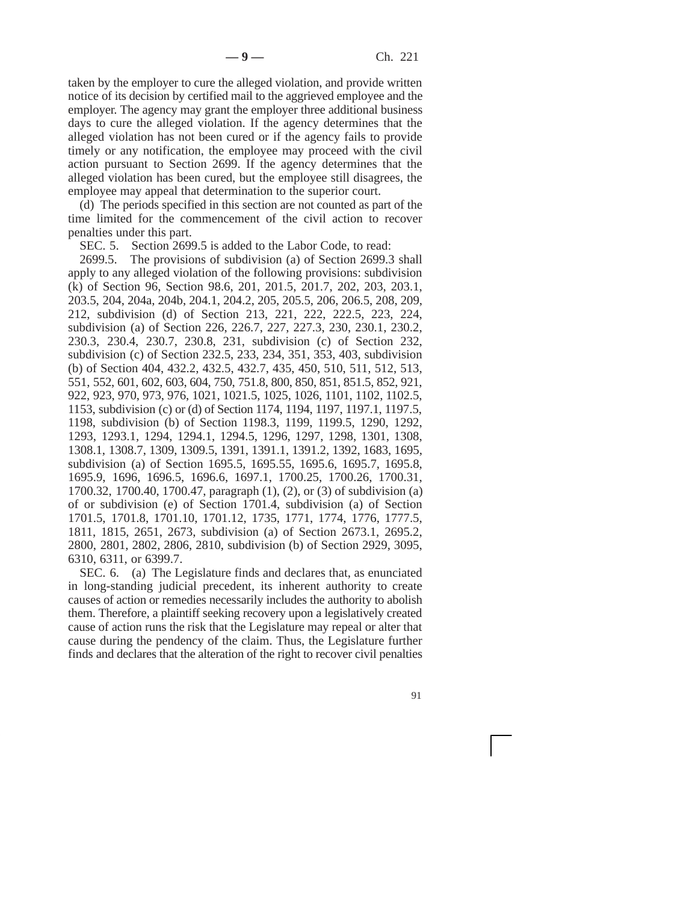taken by the employer to cure the alleged violation, and provide written notice of its decision by certified mail to the aggrieved employee and the employer. The agency may grant the employer three additional business days to cure the alleged violation. If the agency determines that the alleged violation has not been cured or if the agency fails to provide timely or any notification, the employee may proceed with the civil action pursuant to Section 2699. If the agency determines that the alleged violation has been cured, but the employee still disagrees, the employee may appeal that determination to the superior court.

(d) The periods specified in this section are not counted as part of the time limited for the commencement of the civil action to recover penalties under this part.

SEC. 5. Section 2699.5 is added to the Labor Code, to read:

2699.5. The provisions of subdivision (a) of Section 2699.3 shall apply to any alleged violation of the following provisions: subdivision (k) of Section 96, Section 98.6, 201, 201.5, 201.7, 202, 203, 203.1, 203.5, 204, 204a, 204b, 204.1, 204.2, 205, 205.5, 206, 206.5, 208, 209, 212, subdivision (d) of Section 213, 221, 222, 222.5, 223, 224, subdivision (a) of Section 226, 226.7, 227, 227.3, 230, 230.1, 230.2, 230.3, 230.4, 230.7, 230.8, 231, subdivision (c) of Section 232, subdivision (c) of Section 232.5, 233, 234, 351, 353, 403, subdivision (b) of Section 404, 432.2, 432.5, 432.7, 435, 450, 510, 511, 512, 513, 551, 552, 601, 602, 603, 604, 750, 751.8, 800, 850, 851, 851.5, 852, 921, 922, 923, 970, 973, 976, 1021, 1021.5, 1025, 1026, 1101, 1102, 1102.5, 1153, subdivision (c) or (d) of Section 1174, 1194, 1197, 1197.1, 1197.5, 1198, subdivision (b) of Section 1198.3, 1199, 1199.5, 1290, 1292, 1293, 1293.1, 1294, 1294.1, 1294.5, 1296, 1297, 1298, 1301, 1308, 1308.1, 1308.7, 1309, 1309.5, 1391, 1391.1, 1391.2, 1392, 1683, 1695, subdivision (a) of Section 1695.5, 1695.55, 1695.6, 1695.7, 1695.8, 1695.9, 1696, 1696.5, 1696.6, 1697.1, 1700.25, 1700.26, 1700.31, 1700.32, 1700.40, 1700.47, paragraph (1), (2), or (3) of subdivision (a) of or subdivision (e) of Section 1701.4, subdivision (a) of Section 1701.5, 1701.8, 1701.10, 1701.12, 1735, 1771, 1774, 1776, 1777.5, 1811, 1815, 2651, 2673, subdivision (a) of Section 2673.1, 2695.2, 2800, 2801, 2802, 2806, 2810, subdivision (b) of Section 2929, 3095, 6310, 6311, or 6399.7.

SEC. 6. (a) The Legislature finds and declares that, as enunciated in long-standing judicial precedent, its inherent authority to create causes of action or remedies necessarily includes the authority to abolish them. Therefore, a plaintiff seeking recovery upon a legislatively created cause of action runs the risk that the Legislature may repeal or alter that cause during the pendency of the claim. Thus, the Legislature further finds and declares that the alteration of the right to recover civil penalties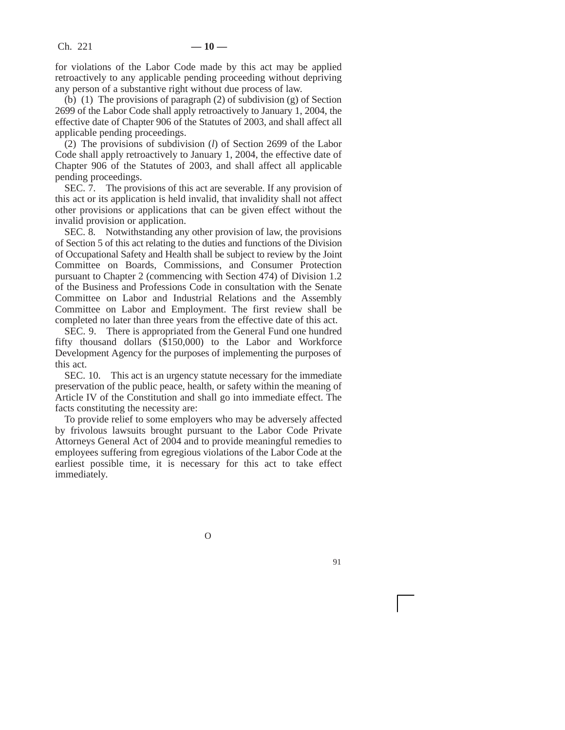for violations of the Labor Code made by this act may be applied retroactively to any applicable pending proceeding without depriving any person of a substantive right without due process of law.

(b) (1) The provisions of paragraph (2) of subdivision (g) of Section 2699 of the Labor Code shall apply retroactively to January 1, 2004, the effective date of Chapter 906 of the Statutes of 2003, and shall affect all applicable pending proceedings.

(2) The provisions of subdivision (*l*) of Section 2699 of the Labor Code shall apply retroactively to January 1, 2004, the effective date of Chapter 906 of the Statutes of 2003, and shall affect all applicable pending proceedings.

SEC. 7. The provisions of this act are severable. If any provision of this act or its application is held invalid, that invalidity shall not affect other provisions or applications that can be given effect without the invalid provision or application.

SEC. 8. Notwithstanding any other provision of law, the provisions of Section 5 of this act relating to the duties and functions of the Division of Occupational Safety and Health shall be subject to review by the Joint Committee on Boards, Commissions, and Consumer Protection pursuant to Chapter 2 (commencing with Section 474) of Division 1.2 of the Business and Professions Code in consultation with the Senate Committee on Labor and Industrial Relations and the Assembly Committee on Labor and Employment. The first review shall be completed no later than three years from the effective date of this act.

SEC. 9. There is appropriated from the General Fund one hundred fifty thousand dollars ($150,000) to the Labor and Workforce Development Agency for the purposes of implementing the purposes of this act.

SEC. 10. This act is an urgency statute necessary for the immediate preservation of the public peace, health, or safety within the meaning of Article IV of the Constitution and shall go into immediate effect. The facts constituting the necessity are:

To provide relief to some employers who may be adversely affected by frivolous lawsuits brought pursuant to the Labor Code Private Attorneys General Act of 2004 and to provide meaningful remedies to employees suffering from egregious violations of the Labor Code at the earliest possible time, it is necessary for this act to take effect immediately.